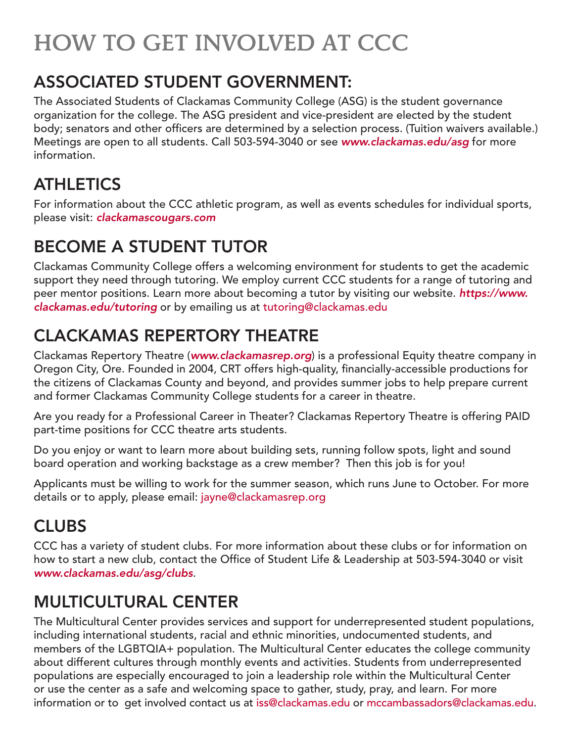# HOW TO GET INVOLVED AT CCC

## ASSOCIATED STUDENT GOVERNMENT:

The Associated Students of Clackamas Community College (ASG) is the student governance organization for the college. The ASG president and vice-president are elected by the student body; senators and other officers are determined by a selection process. (Tuition waivers available.) Meetings are open to all students. Call 503-594-3040 or see ***www.clackamas.edu/asg*** for more information.

## ATHLETICS

For information about the CCC athletic program, as well as events schedules for individual sports, please visit: ***clackamascougars.com***

## BECOME A STUDENT TUTOR

Clackamas Community College offers a welcoming environment for students to get the academic support they need through tutoring. We employ current CCC students for a range of tutoring and peer mentor positions. Learn more about becoming a tutor by visiting our website. ***https://www.clackamas.edu/tutoring*** or by emailing us at tutoring@clackamas.edu

## CLACKAMAS REPERTORY THEATRE

Clackamas Repertory Theatre (***www.clackamasrep.org***) is a professional Equity theatre company in Oregon City, Ore. Founded in 2004, CRT offers high-quality, financially-accessible productions for the citizens of Clackamas County and beyond, and provides summer jobs to help prepare current and former Clackamas Community College students for a career in theatre.

Are you ready for a Professional Career in Theater? Clackamas Repertory Theatre is offering PAID part-time positions for CCC theatre arts students.

Do you enjoy or want to learn more about building sets, running follow spots, light and sound board operation and working backstage as a crew member? Then this job is for you!

Applicants must be willing to work for the summer season, which runs June to October. For more details or to apply, please email: jayne@clackamasrep.org

## CLUBS

CCC has a variety of student clubs. For more information about these clubs or for information on how to start a new club, contact the Office of Student Life & Leadership at 503-594-3040 or visit ***www.clackamas.edu/asg/clubs***.

## MULTICULTURAL CENTER

The Multicultural Center provides services and support for underrepresented student populations, including international students, racial and ethnic minorities, undocumented students, and members of the LGBTQIA+ population. The Multicultural Center educates the college community about different cultures through monthly events and activities. Students from underrepresented populations are especially encouraged to join a leadership role within the Multicultural Center or use the center as a safe and welcoming space to gather, study, pray, and learn. For more information or to get involved contact us at iss@clackamas.edu or mccambassadors@clackamas.edu.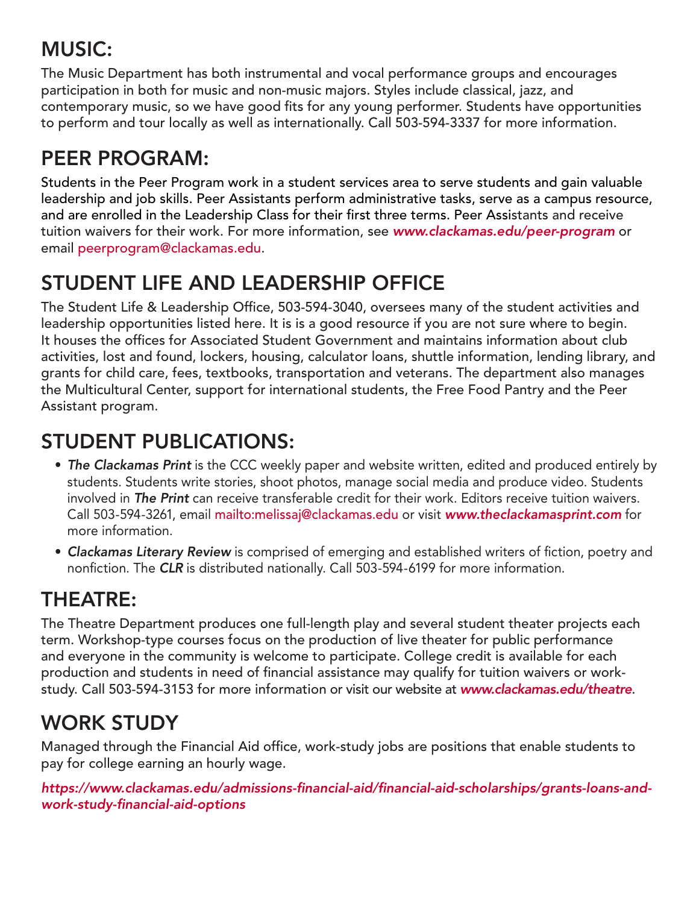## MUSIC:

The Music Department has both instrumental and vocal performance groups and encourages participation in both for music and non-music majors. Styles include classical, jazz, and contemporary music, so we have good fits for any young performer. Students have opportunities to perform and tour locally as well as internationally. Call 503-594-3337 for more information.

## PEER PROGRAM:

Students in the Peer Program work in a student services area to serve students and gain valuable leadership and job skills. Peer Assistants perform administrative tasks, serve as a campus resource, and are enrolled in the Leadership Class for their first three terms. Peer Assistants and receive tuition waivers for their work. For more information, see ***www.clackamas.edu/peer-program*** or email peerprogram@clackamas.edu.

## STUDENT LIFE AND LEADERSHIP OFFICE

The Student Life & Leadership Office, 503-594-3040, oversees many of the student activities and leadership opportunities listed here. It is is a good resource if you are not sure where to begin. It houses the offices for Associated Student Government and maintains information about club activities, lost and found, lockers, housing, calculator loans, shuttle information, lending library, and grants for child care, fees, textbooks, transportation and veterans. The department also manages the Multicultural Center, support for international students, the Free Food Pantry and the Peer Assistant program.

## STUDENT PUBLICATIONS:

- ***The Clackamas Print*** is the CCC weekly paper and website written, edited and produced entirely by students. Students write stories, shoot photos, manage social media and produce video. Students involved in ***The Print*** can receive transferable credit for their work. Editors receive tuition waivers. Call 503-594-3261, email mailto:melissaj@clackamas.edu or visit ***www.theclackamasprint.com*** for more information.
- ***Clackamas Literary Review*** is comprised of emerging and established writers of fiction, poetry and nonfiction. The ***CLR*** is distributed nationally. Call 503-594-6199 for more information.

## THEATRE:

The Theatre Department produces one full-length play and several student theater projects each term. Workshop-type courses focus on the production of live theater for public performance and everyone in the community is welcome to participate. College credit is available for each production and students in need of financial assistance may qualify for tuition waivers or work-study. Call 503-594-3153 for more information or visit our website at ***www.clackamas.edu/theatre***.

## WORK STUDY

Managed through the Financial Aid office, work-study jobs are positions that enable students to pay for college earning an hourly wage.

***https://www.clackamas.edu/admissions-financial-aid/financial-aid-scholarships/grants-loans-and-work-study-financial-aid-options***